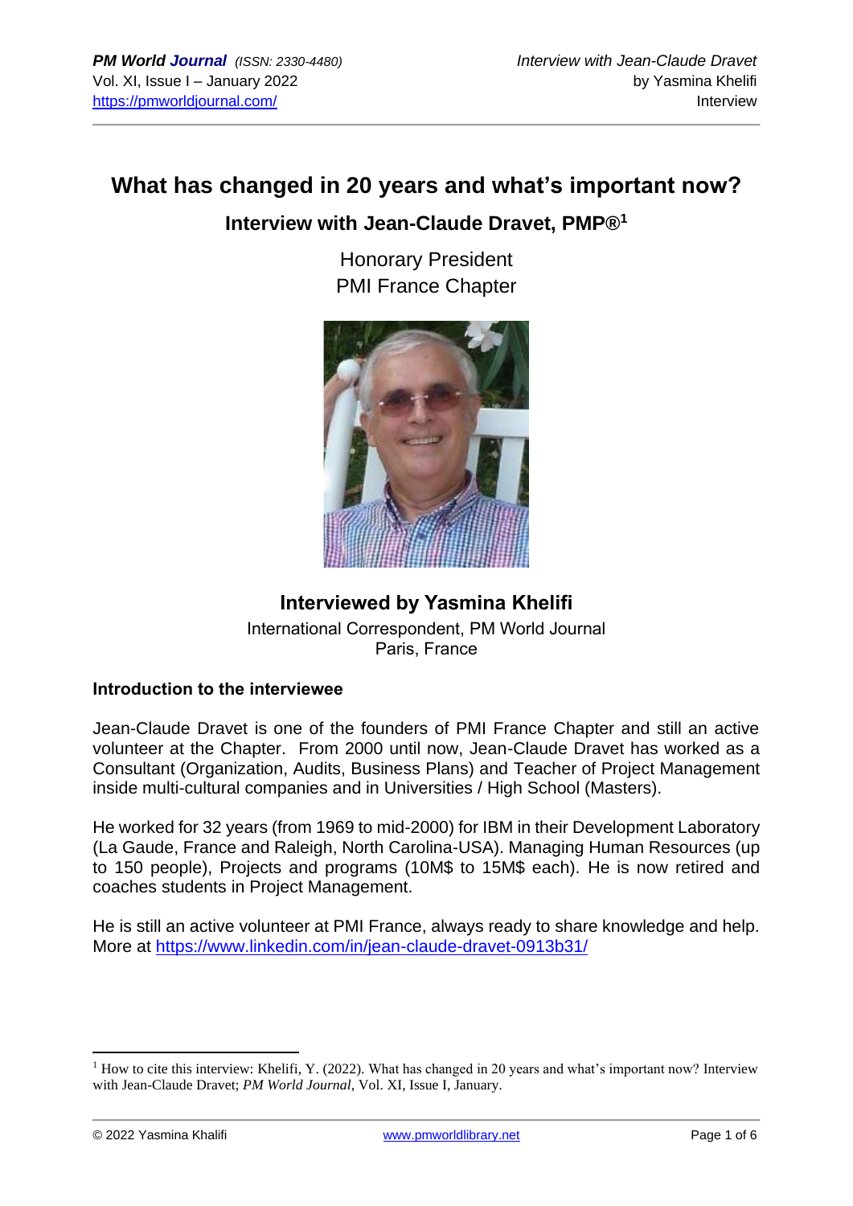# What has changed in 20 years and what's important now?

## Interview with Jean-Claude Dravet, PMP®[1]

Honorary President
PMI France Chapter

### Interviewed by Yasmina Khelifi

International Correspondent, PM World Journal
Paris, France

**Introduction to the interviewee**

Jean-Claude Dravet is one of the founders of PMI France Chapter and still an active volunteer at the Chapter. From 2000 until now, Jean-Claude Dravet has worked as a Consultant (Organization, Audits, Business Plans) and Teacher of Project Management inside multi-cultural companies and in Universities / High School (Masters).

He worked for 32 years (from 1969 to mid-2000) for IBM in their Development Laboratory (La Gaude, France and Raleigh, North Carolina-USA). Managing Human Resources (up to 150 people), Projects and programs (10M$ to 15M$ each). He is now retired and coaches students in Project Management.

He is still an active volunteer at PMI France, always ready to share knowledge and help. More at https://www.linkedin.com/in/jean-claude-dravet-0913b31/

---

[1] How to cite this interview: Khelifi, Y. (2022). What has changed in 20 years and what's important now? Interview with Jean-Claude Dravet; *PM World Journal*, Vol. XI, Issue I, January.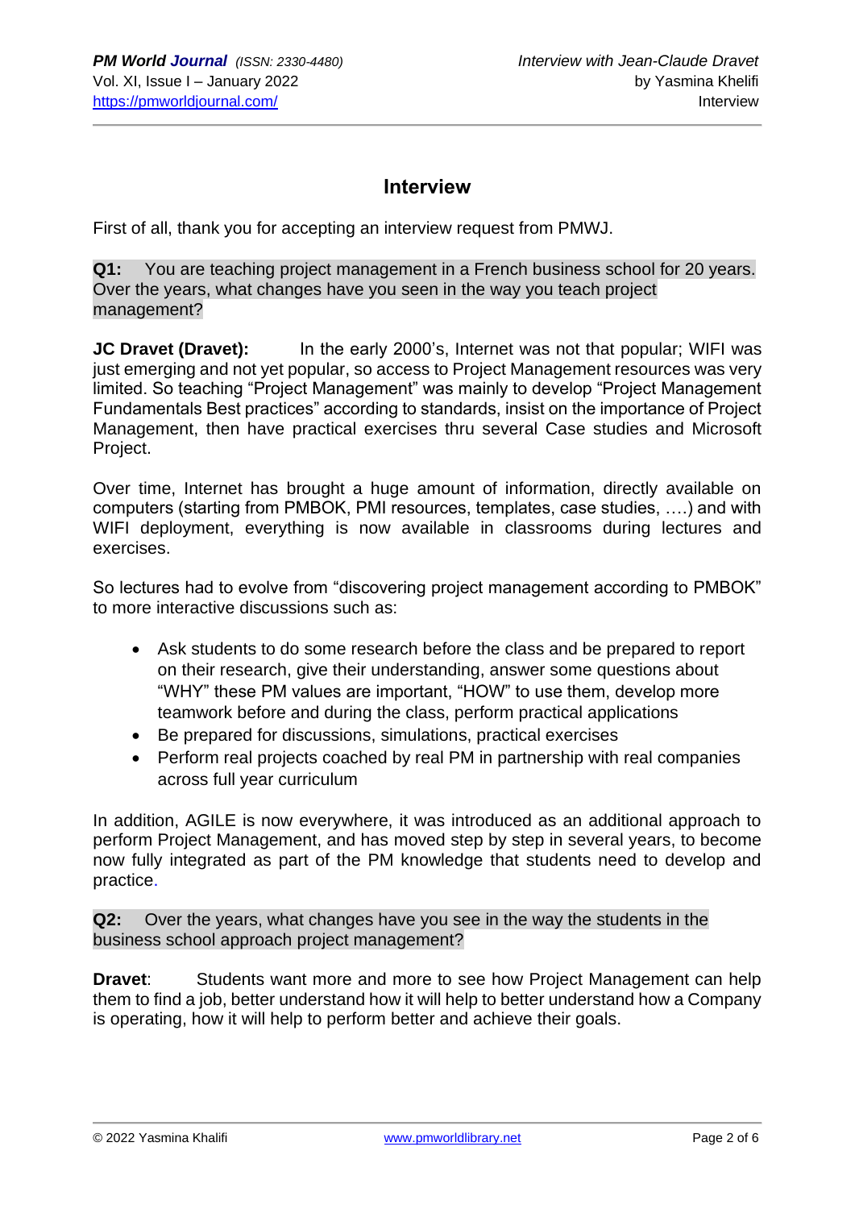## Interview

First of all, thank you for accepting an interview request from PMWJ.

**Q1:** You are teaching project management in a French business school for 20 years. Over the years, what changes have you seen in the way you teach project management?

**JC Dravet (Dravet):** In the early 2000's, Internet was not that popular; WIFI was just emerging and not yet popular, so access to Project Management resources was very limited. So teaching "Project Management" was mainly to develop "Project Management Fundamentals Best practices" according to standards, insist on the importance of Project Management, then have practical exercises thru several Case studies and Microsoft Project.

Over time, Internet has brought a huge amount of information, directly available on computers (starting from PMBOK, PMI resources, templates, case studies, ….) and with WIFI deployment, everything is now available in classrooms during lectures and exercises.

So lectures had to evolve from "discovering project management according to PMBOK" to more interactive discussions such as:

- Ask students to do some research before the class and be prepared to report on their research, give their understanding, answer some questions about "WHY" these PM values are important, "HOW" to use them, develop more teamwork before and during the class, perform practical applications
- Be prepared for discussions, simulations, practical exercises
- Perform real projects coached by real PM in partnership with real companies across full year curriculum

In addition, AGILE is now everywhere, it was introduced as an additional approach to perform Project Management, and has moved step by step in several years, to become now fully integrated as part of the PM knowledge that students need to develop and practice.

**Q2:** Over the years, what changes have you see in the way the students in the business school approach project management?

**Dravet**: Students want more and more to see how Project Management can help them to find a job, better understand how it will help to better understand how a Company is operating, how it will help to perform better and achieve their goals.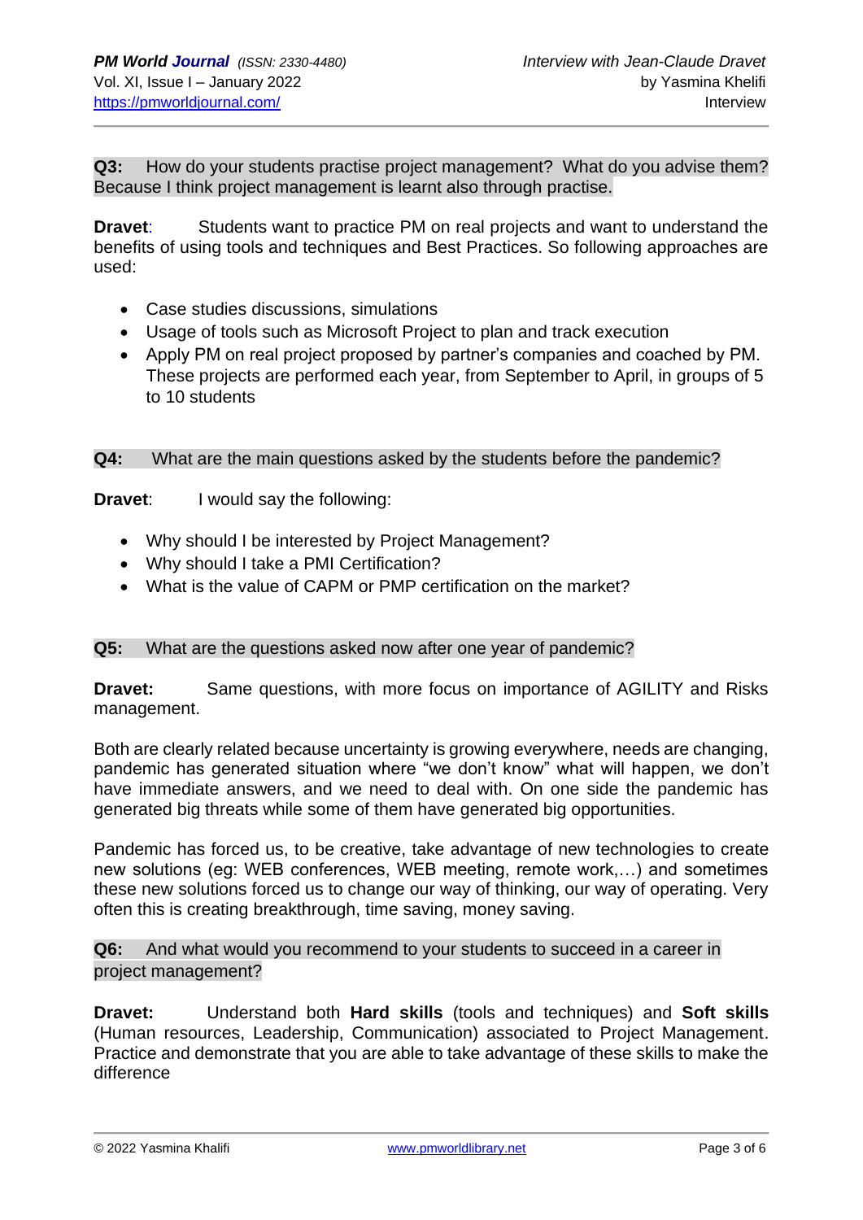**Q3:** How do your students practise project management? What do you advise them? Because I think project management is learnt also through practise.

**Dravet**: Students want to practice PM on real projects and want to understand the benefits of using tools and techniques and Best Practices. So following approaches are used:

- Case studies discussions, simulations
- Usage of tools such as Microsoft Project to plan and track execution
- Apply PM on real project proposed by partner's companies and coached by PM. These projects are performed each year, from September to April, in groups of 5 to 10 students

**Q4:** What are the main questions asked by the students before the pandemic?

**Dravet**: I would say the following:

- Why should I be interested by Project Management?
- Why should I take a PMI Certification?
- What is the value of CAPM or PMP certification on the market?

**Q5:** What are the questions asked now after one year of pandemic?

**Dravet:** Same questions, with more focus on importance of AGILITY and Risks management.

Both are clearly related because uncertainty is growing everywhere, needs are changing, pandemic has generated situation where "we don't know" what will happen, we don't have immediate answers, and we need to deal with. On one side the pandemic has generated big threats while some of them have generated big opportunities.

Pandemic has forced us, to be creative, take advantage of new technologies to create new solutions (eg: WEB conferences, WEB meeting, remote work,…) and sometimes these new solutions forced us to change our way of thinking, our way of operating. Very often this is creating breakthrough, time saving, money saving.

**Q6:** And what would you recommend to your students to succeed in a career in project management?

**Dravet:** Understand both **Hard skills** (tools and techniques) and **Soft skills** (Human resources, Leadership, Communication) associated to Project Management. Practice and demonstrate that you are able to take advantage of these skills to make the difference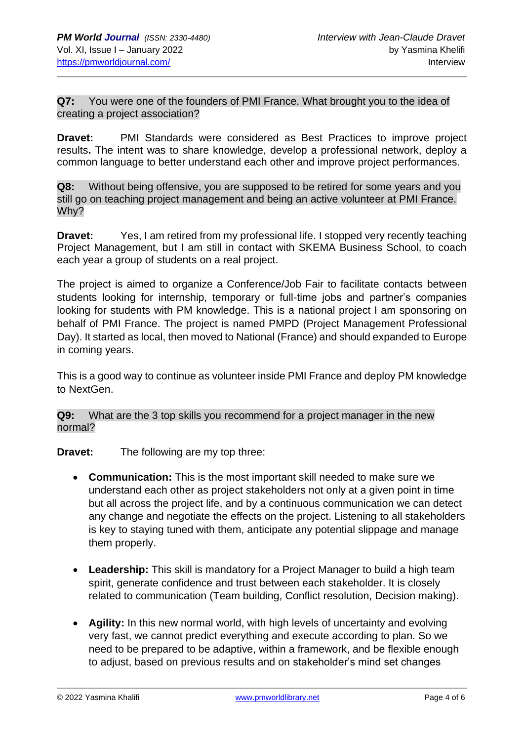**Q7:** You were one of the founders of PMI France. What brought you to the idea of creating a project association?

**Dravet:** PMI Standards were considered as Best Practices to improve project results**.** The intent was to share knowledge, develop a professional network, deploy a common language to better understand each other and improve project performances.

**Q8:** Without being offensive, you are supposed to be retired for some years and you still go on teaching project management and being an active volunteer at PMI France. Why?

**Dravet:** Yes, I am retired from my professional life. I stopped very recently teaching Project Management, but I am still in contact with SKEMA Business School, to coach each year a group of students on a real project.

The project is aimed to organize a Conference/Job Fair to facilitate contacts between students looking for internship, temporary or full-time jobs and partner's companies looking for students with PM knowledge. This is a national project I am sponsoring on behalf of PMI France. The project is named PMPD (Project Management Professional Day). It started as local, then moved to National (France) and should expanded to Europe in coming years.

This is a good way to continue as volunteer inside PMI France and deploy PM knowledge to NextGen.

**Q9:** What are the 3 top skills you recommend for a project manager in the new normal?

**Dravet:** The following are my top three:

- **Communication:** This is the most important skill needed to make sure we understand each other as project stakeholders not only at a given point in time but all across the project life, and by a continuous communication we can detect any change and negotiate the effects on the project. Listening to all stakeholders is key to staying tuned with them, anticipate any potential slippage and manage them properly.

- **Leadership:** This skill is mandatory for a Project Manager to build a high team spirit, generate confidence and trust between each stakeholder. It is closely related to communication (Team building, Conflict resolution, Decision making).

- **Agility:** In this new normal world, with high levels of uncertainty and evolving very fast, we cannot predict everything and execute according to plan. So we need to be prepared to be adaptive, within a framework, and be flexible enough to adjust, based on previous results and on stakeholder's mind set changes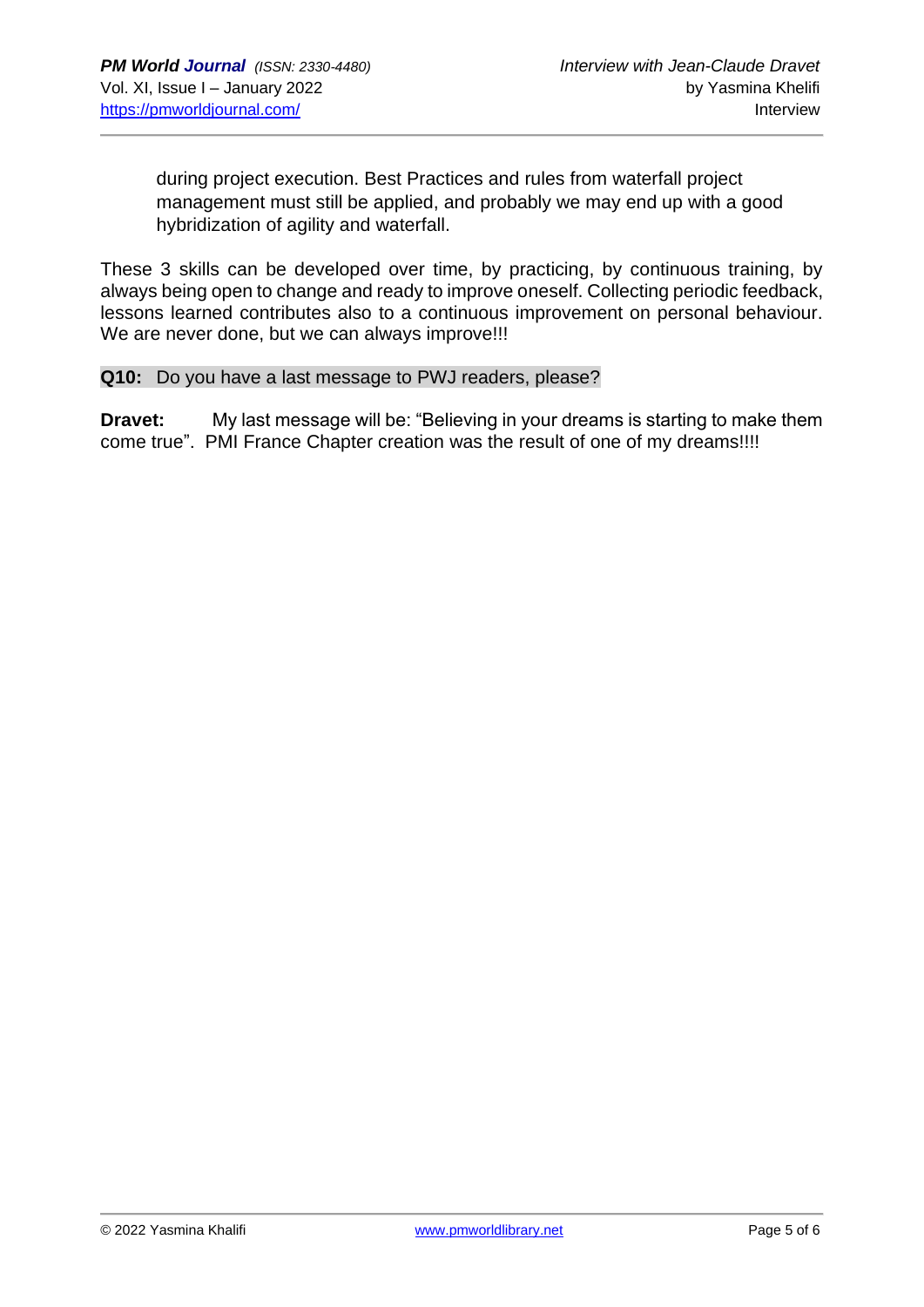during project execution. Best Practices and rules from waterfall project management must still be applied, and probably we may end up with a good hybridization of agility and waterfall.

These 3 skills can be developed over time, by practicing, by continuous training, by always being open to change and ready to improve oneself. Collecting periodic feedback, lessons learned contributes also to a continuous improvement on personal behaviour. We are never done, but we can always improve!!!

**Q10:** Do you have a last message to PWJ readers, please?

**Dravet:** My last message will be: "Believing in your dreams is starting to make them come true". PMI France Chapter creation was the result of one of my dreams!!!!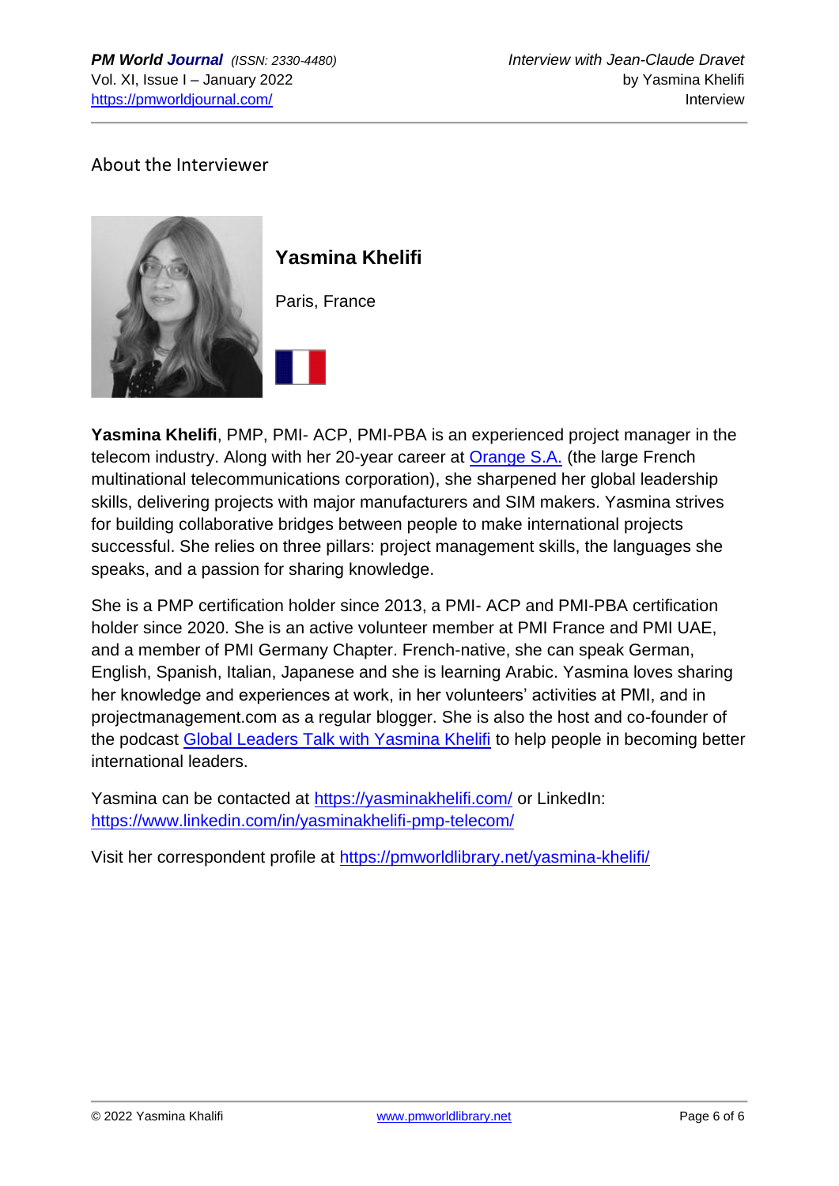## About the Interviewer

### Yasmina Khelifi

Paris, France

**Yasmina Khelifi**, PMP, PMI- ACP, PMI-PBA is an experienced project manager in the telecom industry. Along with her 20-year career at [Orange S.A.](#) (the large French multinational telecommunications corporation), she sharpened her global leadership skills, delivering projects with major manufacturers and SIM makers. Yasmina strives for building collaborative bridges between people to make international projects successful. She relies on three pillars: project management skills, the languages she speaks, and a passion for sharing knowledge.

She is a PMP certification holder since 2013, a PMI- ACP and PMI-PBA certification holder since 2020. She is an active volunteer member at PMI France and PMI UAE, and a member of PMI Germany Chapter. French-native, she can speak German, English, Spanish, Italian, Japanese and she is learning Arabic. Yasmina loves sharing her knowledge and experiences at work, in her volunteers' activities at PMI, and in projectmanagement.com as a regular blogger. She is also the host and co-founder of the podcast [Global Leaders Talk with Yasmina Khelifi](#) to help people in becoming better international leaders.

Yasmina can be contacted at https://yasminakhelifi.com/ or LinkedIn: https://www.linkedin.com/in/yasminakhelifi-pmp-telecom/

Visit her correspondent profile at https://pmworldlibrary.net/yasmina-khelifi/